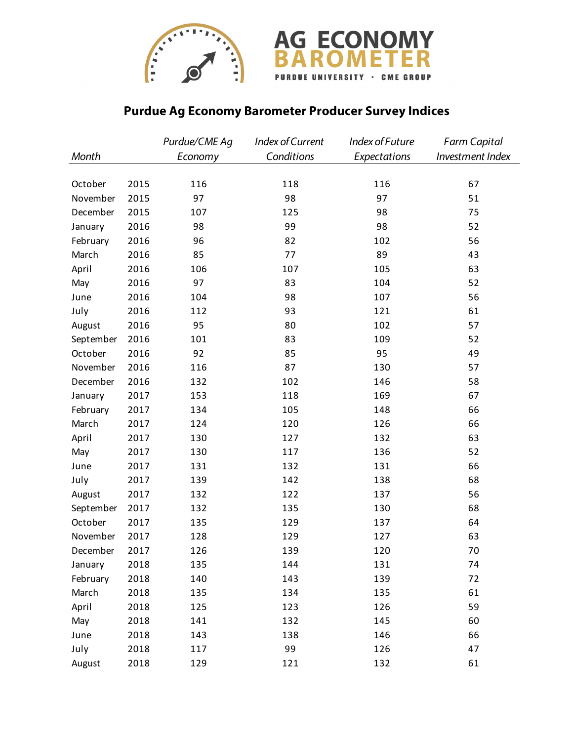# AG ECONOMY BAROMETER

PURDUE UNIVERSITY · CME GROUP

## Purdue Ag Economy Barometer Producer Survey Indices

| *Month* | | *Purdue/CME Ag Economy* | *Index of Current Conditions* | *Index of Future Expectations* | *Farm Capital Investment Index* |
|---|---|---|---|---|---|
| October | 2015 | 116 | 118 | 116 | 67 |
| November | 2015 | 97 | 98 | 97 | 51 |
| December | 2015 | 107 | 125 | 98 | 75 |
| January | 2016 | 98 | 99 | 98 | 52 |
| February | 2016 | 96 | 82 | 102 | 56 |
| March | 2016 | 85 | 77 | 89 | 43 |
| April | 2016 | 106 | 107 | 105 | 63 |
| May | 2016 | 97 | 83 | 104 | 52 |
| June | 2016 | 104 | 98 | 107 | 56 |
| July | 2016 | 112 | 93 | 121 | 61 |
| August | 2016 | 95 | 80 | 102 | 57 |
| September | 2016 | 101 | 83 | 109 | 52 |
| October | 2016 | 92 | 85 | 95 | 49 |
| November | 2016 | 116 | 87 | 130 | 57 |
| December | 2016 | 132 | 102 | 146 | 58 |
| January | 2017 | 153 | 118 | 169 | 67 |
| February | 2017 | 134 | 105 | 148 | 66 |
| March | 2017 | 124 | 120 | 126 | 66 |
| April | 2017 | 130 | 127 | 132 | 63 |
| May | 2017 | 130 | 117 | 136 | 52 |
| June | 2017 | 131 | 132 | 131 | 66 |
| July | 2017 | 139 | 142 | 138 | 68 |
| August | 2017 | 132 | 122 | 137 | 56 |
| September | 2017 | 132 | 135 | 130 | 68 |
| October | 2017 | 135 | 129 | 137 | 64 |
| November | 2017 | 128 | 129 | 127 | 63 |
| December | 2017 | 126 | 139 | 120 | 70 |
| January | 2018 | 135 | 144 | 131 | 74 |
| February | 2018 | 140 | 143 | 139 | 72 |
| March | 2018 | 135 | 134 | 135 | 61 |
| April | 2018 | 125 | 123 | 126 | 59 |
| May | 2018 | 141 | 132 | 145 | 60 |
| June | 2018 | 143 | 138 | 146 | 66 |
| July | 2018 | 117 | 99 | 126 | 47 |
| August | 2018 | 129 | 121 | 132 | 61 |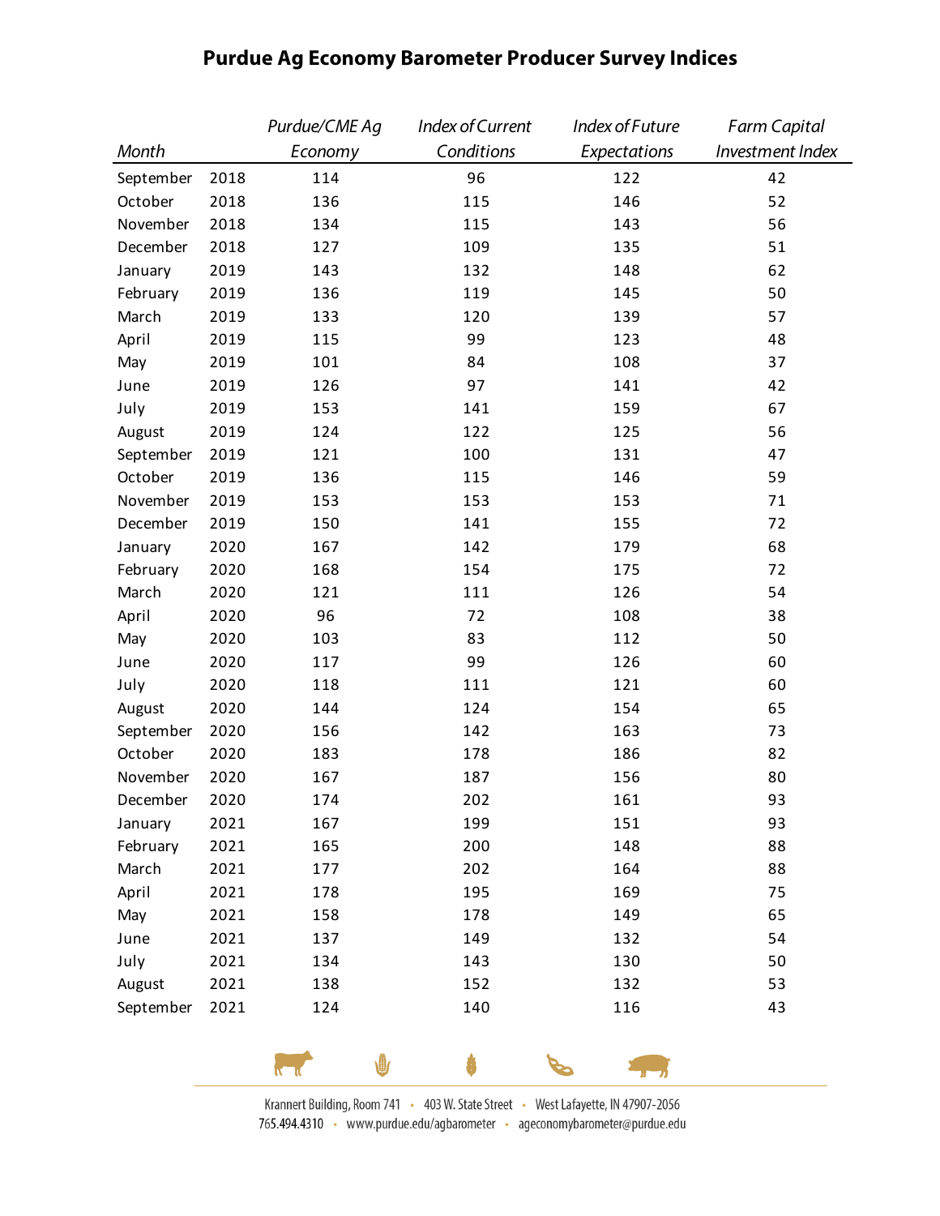# Purdue Ag Economy Barometer Producer Survey Indices

| *Month* | | *Purdue/CME Ag Economy* | *Index of Current Conditions* | *Index of Future Expectations* | *Farm Capital Investment Index* |
|---|---|---|---|---|---|
| September | 2018 | 114 | 96 | 122 | 42 |
| October | 2018 | 136 | 115 | 146 | 52 |
| November | 2018 | 134 | 115 | 143 | 56 |
| December | 2018 | 127 | 109 | 135 | 51 |
| January | 2019 | 143 | 132 | 148 | 62 |
| February | 2019 | 136 | 119 | 145 | 50 |
| March | 2019 | 133 | 120 | 139 | 57 |
| April | 2019 | 115 | 99 | 123 | 48 |
| May | 2019 | 101 | 84 | 108 | 37 |
| June | 2019 | 126 | 97 | 141 | 42 |
| July | 2019 | 153 | 141 | 159 | 67 |
| August | 2019 | 124 | 122 | 125 | 56 |
| September | 2019 | 121 | 100 | 131 | 47 |
| October | 2019 | 136 | 115 | 146 | 59 |
| November | 2019 | 153 | 153 | 153 | 71 |
| December | 2019 | 150 | 141 | 155 | 72 |
| January | 2020 | 167 | 142 | 179 | 68 |
| February | 2020 | 168 | 154 | 175 | 72 |
| March | 2020 | 121 | 111 | 126 | 54 |
| April | 2020 | 96 | 72 | 108 | 38 |
| May | 2020 | 103 | 83 | 112 | 50 |
| June | 2020 | 117 | 99 | 126 | 60 |
| July | 2020 | 118 | 111 | 121 | 60 |
| August | 2020 | 144 | 124 | 154 | 65 |
| September | 2020 | 156 | 142 | 163 | 73 |
| October | 2020 | 183 | 178 | 186 | 82 |
| November | 2020 | 167 | 187 | 156 | 80 |
| December | 2020 | 174 | 202 | 161 | 93 |
| January | 2021 | 167 | 199 | 151 | 93 |
| February | 2021 | 165 | 200 | 148 | 88 |
| March | 2021 | 177 | 202 | 164 | 88 |
| April | 2021 | 178 | 195 | 169 | 75 |
| May | 2021 | 158 | 178 | 149 | 65 |
| June | 2021 | 137 | 149 | 132 | 54 |
| July | 2021 | 134 | 143 | 130 | 50 |
| August | 2021 | 138 | 152 | 132 | 53 |
| September | 2021 | 124 | 140 | 116 | 43 |

Krannert Building, Room 741 • 403 W. State Street • West Lafayette, IN 47907-2056
765.494.4310 • www.purdue.edu/agbarometer • ageconomybarometer@purdue.edu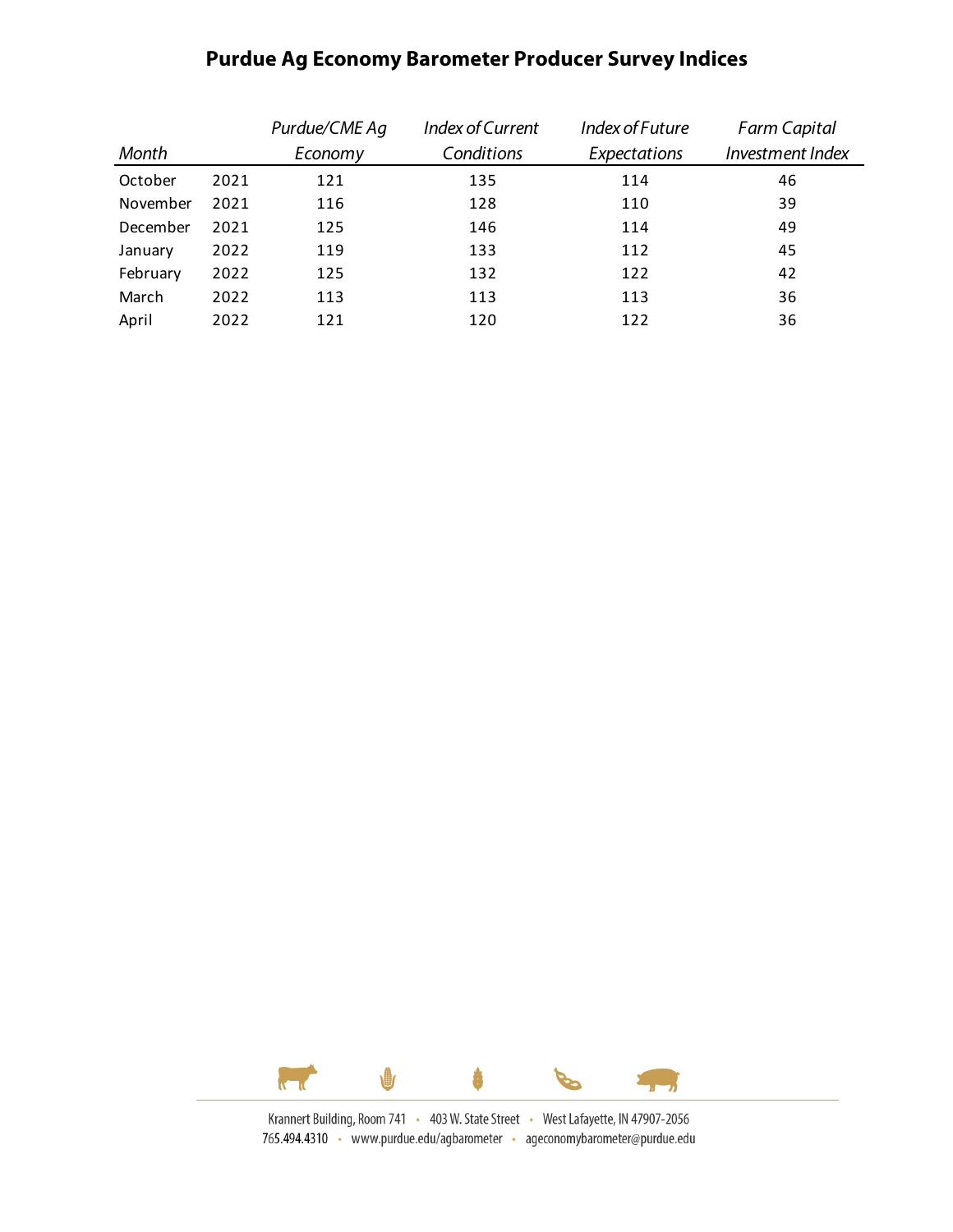## Purdue Ag Economy Barometer Producer Survey Indices

| *Month* | | *Purdue/CME Ag Economy* | *Index of Current Conditions* | *Index of Future Expectations* | *Farm Capital Investment Index* |
|---|---|---|---|---|---|
| October | 2021 | 121 | 135 | 114 | 46 |
| November | 2021 | 116 | 128 | 110 | 39 |
| December | 2021 | 125 | 146 | 114 | 49 |
| January | 2022 | 119 | 133 | 112 | 45 |
| February | 2022 | 125 | 132 | 122 | 42 |
| March | 2022 | 113 | 113 | 113 | 36 |
| April | 2022 | 121 | 120 | 122 | 36 |

Krannert Building, Room 741 • 403 W. State Street • West Lafayette, IN 47907-2056
765.494.4310 • www.purdue.edu/agbarometer • ageconomybarometer@purdue.edu